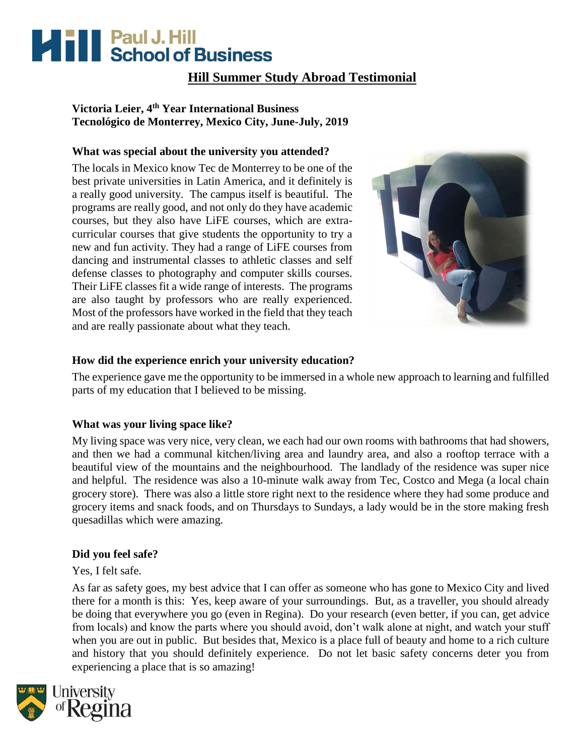# Paul J. Hill School of Business

## Hill Summer Study Abroad Testimonial

**Victoria Leier, 4th Year International Business**
**Tecnológico de Monterrey, Mexico City, June-July, 2019**

### What was special about the university you attended?

The locals in Mexico know Tec de Monterrey to be one of the best private universities in Latin America, and it definitely is a really good university. The campus itself is beautiful. The programs are really good, and not only do they have academic courses, but they also have LiFE courses, which are extra-curricular courses that give students the opportunity to try a new and fun activity. They had a range of LiFE courses from dancing and instrumental classes to athletic classes and self defense classes to photography and computer skills courses. Their LiFE classes fit a wide range of interests. The programs are also taught by professors who are really experienced. Most of the professors have worked in the field that they teach and are really passionate about what they teach.

### How did the experience enrich your university education?

The experience gave me the opportunity to be immersed in a whole new approach to learning and fulfilled parts of my education that I believed to be missing.

### What was your living space like?

My living space was very nice, very clean, we each had our own rooms with bathrooms that had showers, and then we had a communal kitchen/living area and laundry area, and also a rooftop terrace with a beautiful view of the mountains and the neighbourhood. The landlady of the residence was super nice and helpful. The residence was also a 10-minute walk away from Tec, Costco and Mega (a local chain grocery store). There was also a little store right next to the residence where they had some produce and grocery items and snack foods, and on Thursdays to Sundays, a lady would be in the store making fresh quesadillas which were amazing.

### Did you feel safe?

Yes, I felt safe.

As far as safety goes, my best advice that I can offer as someone who has gone to Mexico City and lived there for a month is this: Yes, keep aware of your surroundings. But, as a traveller, you should already be doing that everywhere you go (even in Regina). Do your research (even better, if you can, get advice from locals) and know the parts where you should avoid, don't walk alone at night, and watch your stuff when you are out in public. But besides that, Mexico is a place full of beauty and home to a rich culture and history that you should definitely experience. Do not let basic safety concerns deter you from experiencing a place that is so amazing!

University of Regina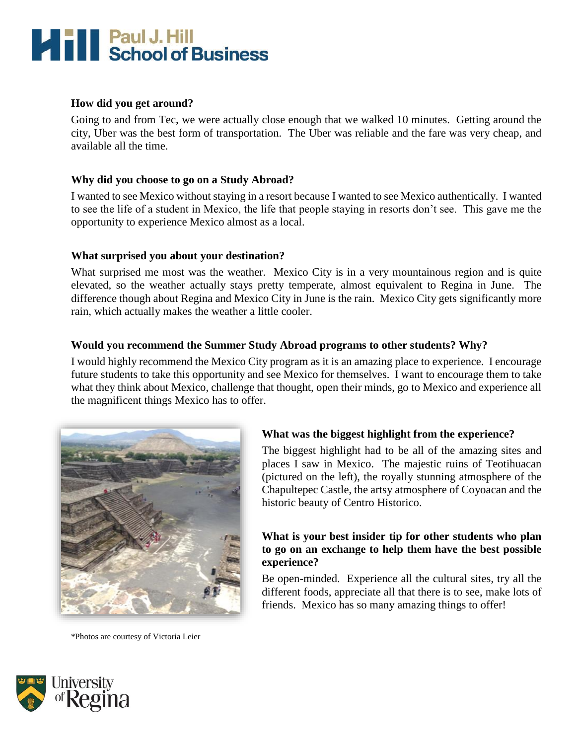**How did you get around?**

Going to and from Tec, we were actually close enough that we walked 10 minutes. Getting around the city, Uber was the best form of transportation. The Uber was reliable and the fare was very cheap, and available all the time.

**Why did you choose to go on a Study Abroad?**

I wanted to see Mexico without staying in a resort because I wanted to see Mexico authentically. I wanted to see the life of a student in Mexico, the life that people staying in resorts don't see. This gave me the opportunity to experience Mexico almost as a local.

**What surprised you about your destination?**

What surprised me most was the weather. Mexico City is in a very mountainous region and is quite elevated, so the weather actually stays pretty temperate, almost equivalent to Regina in June. The difference though about Regina and Mexico City in June is the rain. Mexico City gets significantly more rain, which actually makes the weather a little cooler.

**Would you recommend the Summer Study Abroad programs to other students? Why?**

I would highly recommend the Mexico City program as it is an amazing place to experience. I encourage future students to take this opportunity and see Mexico for themselves. I want to encourage them to take what they think about Mexico, challenge that thought, open their minds, go to Mexico and experience all the magnificent things Mexico has to offer.

**What was the biggest highlight from the experience?**

The biggest highlight had to be all of the amazing sites and places I saw in Mexico. The majestic ruins of Teotihuacan (pictured on the left), the royally stunning atmosphere of the Chapultepec Castle, the artsy atmosphere of Coyoacan and the historic beauty of Centro Historico.

**What is your best insider tip for other students who plan to go on an exchange to help them have the best possible experience?**

Be open-minded. Experience all the cultural sites, try all the different foods, appreciate all that there is to see, make lots of friends. Mexico has so many amazing things to offer!

*Photos are courtesy of Victoria Leier